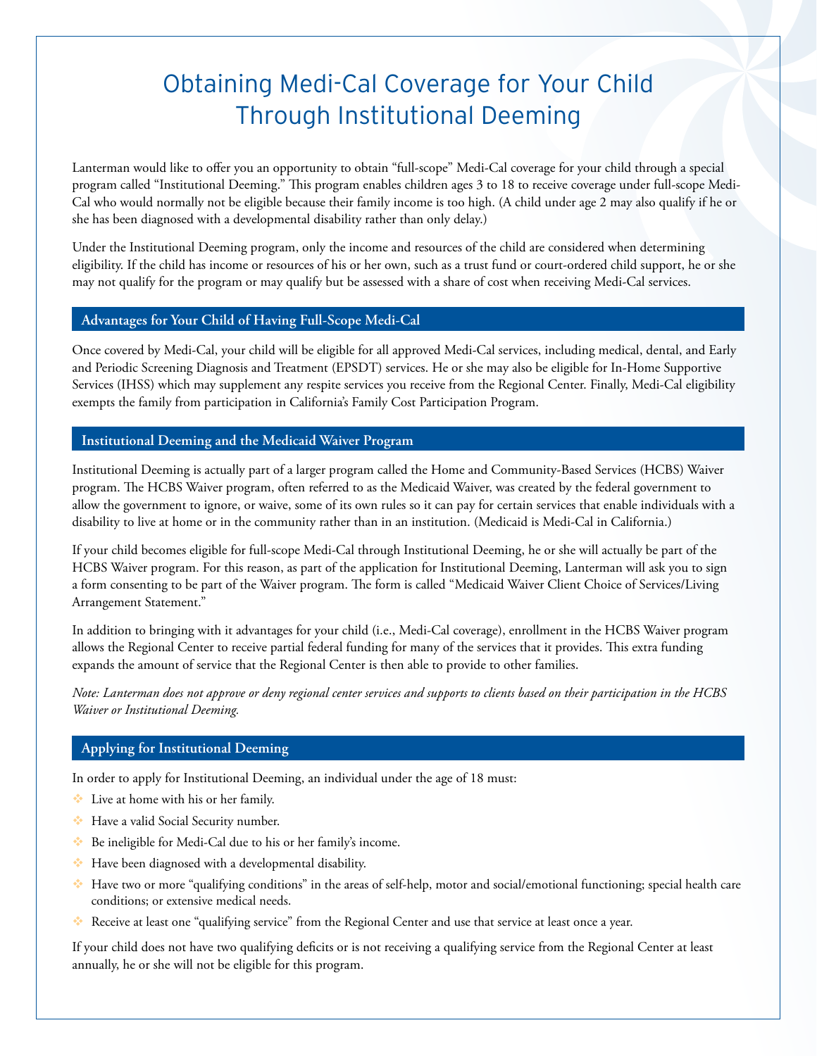# Obtaining Medi-Cal Coverage for Your Child Through Institutional Deeming

Lanterman would like to offer you an opportunity to obtain "full-scope" Medi-Cal coverage for your child through a special program called "Institutional Deeming." This program enables children ages 3 to 18 to receive coverage under full-scope Medi-Cal who would normally not be eligible because their family income is too high. (A child under age 2 may also qualify if he or she has been diagnosed with a developmental disability rather than only delay.)

Under the Institutional Deeming program, only the income and resources of the child are considered when determining eligibility. If the child has income or resources of his or her own, such as a trust fund or court-ordered child support, he or she may not qualify for the program or may qualify but be assessed with a share of cost when receiving Medi-Cal services.

## Advantages for Your Child of Having Full-Scope Medi-Cal

Once covered by Medi-Cal, your child will be eligible for all approved Medi-Cal services, including medical, dental, and Early and Periodic Screening Diagnosis and Treatment (EPSDT) services. He or she may also be eligible for In-Home Supportive Services (IHSS) which may supplement any respite services you receive from the Regional Center. Finally, Medi-Cal eligibility exempts the family from participation in California's Family Cost Participation Program.

## Institutional Deeming and the Medicaid Waiver Program

Institutional Deeming is actually part of a larger program called the Home and Community-Based Services (HCBS) Waiver program. The HCBS Waiver program, often referred to as the Medicaid Waiver, was created by the federal government to allow the government to ignore, or waive, some of its own rules so it can pay for certain services that enable individuals with a disability to live at home or in the community rather than in an institution. (Medicaid is Medi-Cal in California.)

If your child becomes eligible for full-scope Medi-Cal through Institutional Deeming, he or she will actually be part of the HCBS Waiver program. For this reason, as part of the application for Institutional Deeming, Lanterman will ask you to sign a form consenting to be part of the Waiver program. The form is called "Medicaid Waiver Client Choice of Services/Living Arrangement Statement."

In addition to bringing with it advantages for your child (i.e., Medi-Cal coverage), enrollment in the HCBS Waiver program allows the Regional Center to receive partial federal funding for many of the services that it provides. This extra funding expands the amount of service that the Regional Center is then able to provide to other families.

*Note: Lanterman does not approve or deny regional center services and supports to clients based on their participation in the HCBS Waiver or Institutional Deeming.*

## Applying for Institutional Deeming

In order to apply for Institutional Deeming, an individual under the age of 18 must:

- Live at home with his or her family.
- Have a valid Social Security number.
- Be ineligible for Medi-Cal due to his or her family's income.
- Have been diagnosed with a developmental disability.
- Have two or more "qualifying conditions" in the areas of self-help, motor and social/emotional functioning; special health care conditions; or extensive medical needs.
- Receive at least one "qualifying service" from the Regional Center and use that service at least once a year.

If your child does not have two qualifying deficits or is not receiving a qualifying service from the Regional Center at least annually, he or she will not be eligible for this program.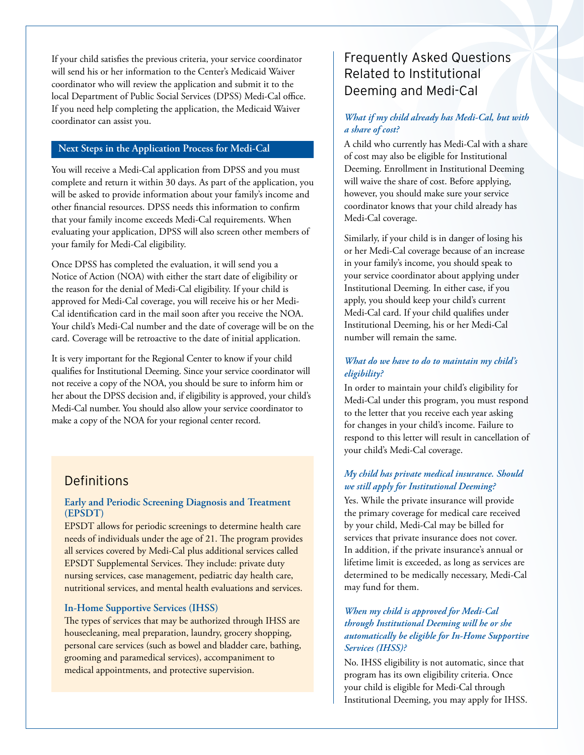If your child satisfies the previous criteria, your service coordinator will send his or her information to the Center's Medicaid Waiver coordinator who will review the application and submit it to the local Department of Public Social Services (DPSS) Medi-Cal office. If you need help completing the application, the Medicaid Waiver coordinator can assist you.

## Next Steps in the Application Process for Medi-Cal

You will receive a Medi-Cal application from DPSS and you must complete and return it within 30 days. As part of the application, you will be asked to provide information about your family's income and other financial resources. DPSS needs this information to confirm that your family income exceeds Medi-Cal requirements. When evaluating your application, DPSS will also screen other members of your family for Medi-Cal eligibility.

Once DPSS has completed the evaluation, it will send you a Notice of Action (NOA) with either the start date of eligibility or the reason for the denial of Medi-Cal eligibility. If your child is approved for Medi-Cal coverage, you will receive his or her Medi-Cal identification card in the mail soon after you receive the NOA. Your child's Medi-Cal number and the date of coverage will be on the card. Coverage will be retroactive to the date of initial application.

It is very important for the Regional Center to know if your child qualifies for Institutional Deeming. Since your service coordinator will not receive a copy of the NOA, you should be sure to inform him or her about the DPSS decision and, if eligibility is approved, your child's Medi-Cal number. You should also allow your service coordinator to make a copy of the NOA for your regional center record.

## Definitions

### Early and Periodic Screening Diagnosis and Treatment (EPSDT)

EPSDT allows for periodic screenings to determine health care needs of individuals under the age of 21. The program provides all services covered by Medi-Cal plus additional services called EPSDT Supplemental Services. They include: private duty nursing services, case management, pediatric day health care, nutritional services, and mental health evaluations and services.

### In-Home Supportive Services (IHSS)

The types of services that may be authorized through IHSS are housecleaning, meal preparation, laundry, grocery shopping, personal care services (such as bowel and bladder care, bathing, grooming and paramedical services), accompaniment to medical appointments, and protective supervision.

## Frequently Asked Questions Related to Institutional Deeming and Medi-Cal

***What if my child already has Medi-Cal, but with a share of cost?***

A child who currently has Medi-Cal with a share of cost may also be eligible for Institutional Deeming. Enrollment in Institutional Deeming will waive the share of cost. Before applying, however, you should make sure your service coordinator knows that your child already has Medi-Cal coverage.

Similarly, if your child is in danger of losing his or her Medi-Cal coverage because of an increase in your family's income, you should speak to your service coordinator about applying under Institutional Deeming. In either case, if you apply, you should keep your child's current Medi-Cal card. If your child qualifies under Institutional Deeming, his or her Medi-Cal number will remain the same.

***What do we have to do to maintain my child's eligibility?***

In order to maintain your child's eligibility for Medi-Cal under this program, you must respond to the letter that you receive each year asking for changes in your child's income. Failure to respond to this letter will result in cancellation of your child's Medi-Cal coverage.

***My child has private medical insurance. Should we still apply for Institutional Deeming?***

Yes. While the private insurance will provide the primary coverage for medical care received by your child, Medi-Cal may be billed for services that private insurance does not cover. In addition, if the private insurance's annual or lifetime limit is exceeded, as long as services are determined to be medically necessary, Medi-Cal may fund for them.

***When my child is approved for Medi-Cal through Institutional Deeming will he or she automatically be eligible for In-Home Supportive Services (IHSS)?***

No. IHSS eligibility is not automatic, since that program has its own eligibility criteria. Once your child is eligible for Medi-Cal through Institutional Deeming, you may apply for IHSS.